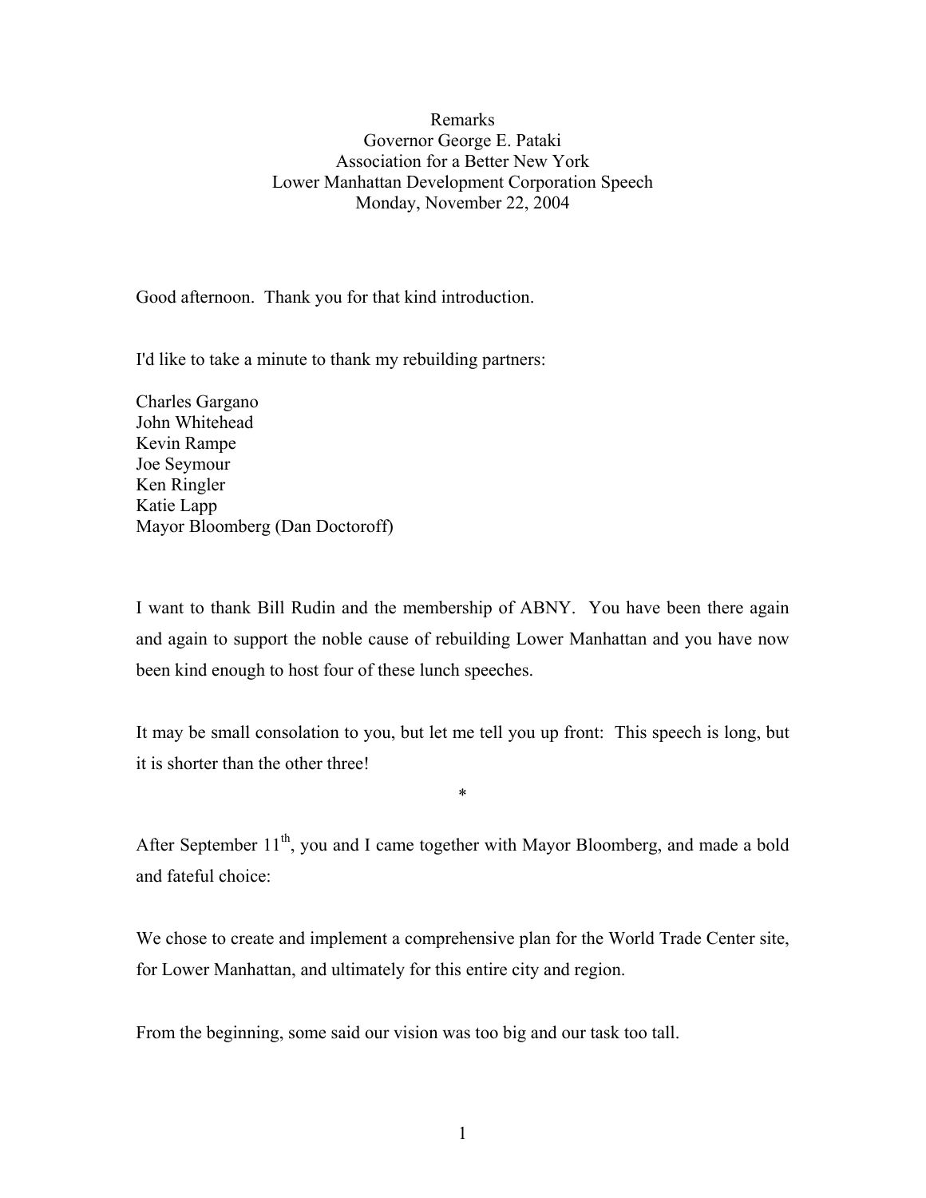Remarks
Governor George E. Pataki
Association for a Better New York
Lower Manhattan Development Corporation Speech
Monday, November 22, 2004

Good afternoon. Thank you for that kind introduction.

I'd like to take a minute to thank my rebuilding partners:

Charles Gargano
John Whitehead
Kevin Rampe
Joe Seymour
Ken Ringler
Katie Lapp
Mayor Bloomberg (Dan Doctoroff)

I want to thank Bill Rudin and the membership of ABNY. You have been there again and again to support the noble cause of rebuilding Lower Manhattan and you have now been kind enough to host four of these lunch speeches.

It may be small consolation to you, but let me tell you up front: This speech is long, but it is shorter than the other three!

*

After September 11th, you and I came together with Mayor Bloomberg, and made a bold and fateful choice:

We chose to create and implement a comprehensive plan for the World Trade Center site, for Lower Manhattan, and ultimately for this entire city and region.

From the beginning, some said our vision was too big and our task too tall.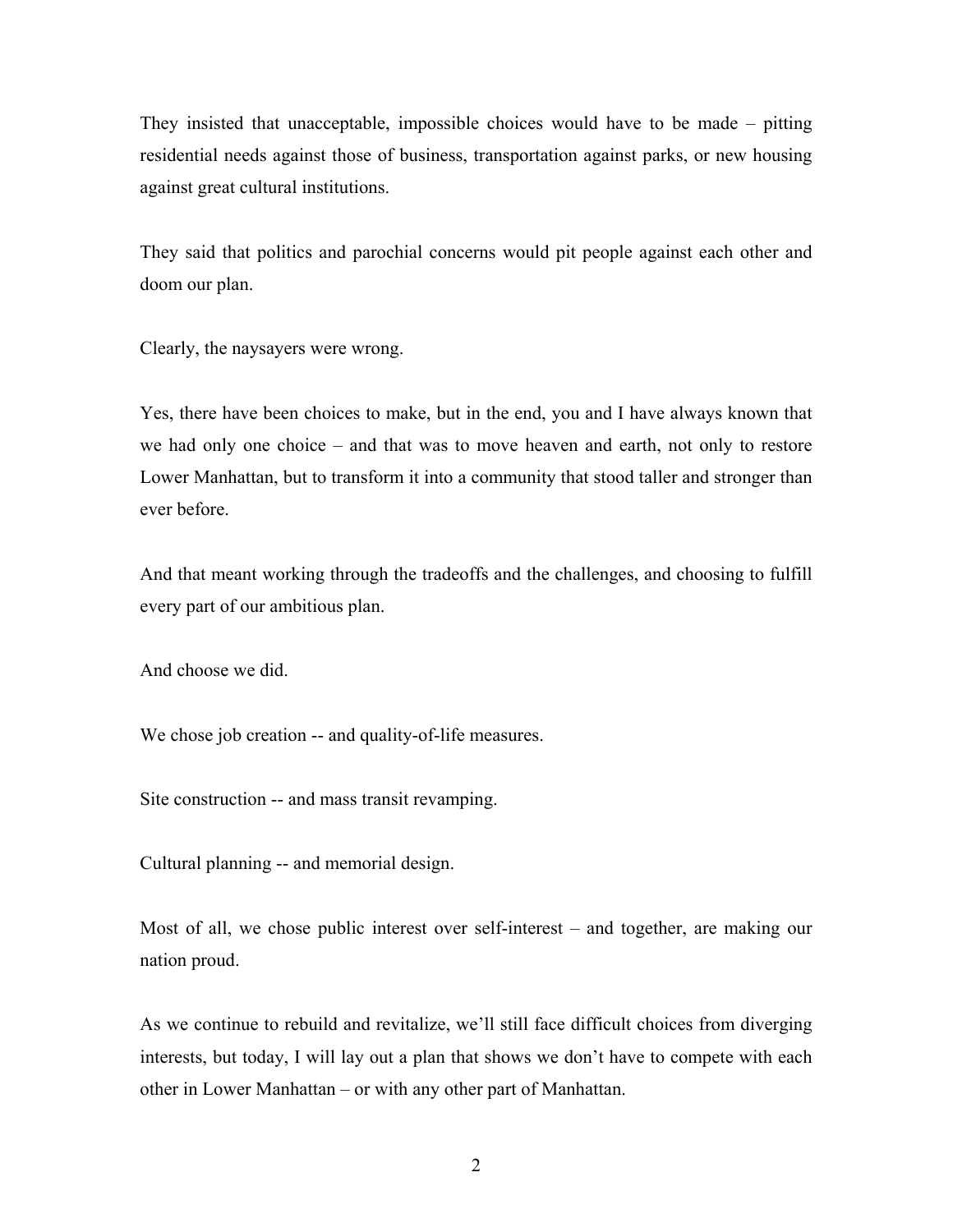They insisted that unacceptable, impossible choices would have to be made – pitting residential needs against those of business, transportation against parks, or new housing against great cultural institutions.

They said that politics and parochial concerns would pit people against each other and doom our plan.

Clearly, the naysayers were wrong.

Yes, there have been choices to make, but in the end, you and I have always known that we had only one choice – and that was to move heaven and earth, not only to restore Lower Manhattan, but to transform it into a community that stood taller and stronger than ever before.

And that meant working through the tradeoffs and the challenges, and choosing to fulfill every part of our ambitious plan.

And choose we did.

We chose job creation -- and quality-of-life measures.

Site construction -- and mass transit revamping.

Cultural planning -- and memorial design.

Most of all, we chose public interest over self-interest – and together, are making our nation proud.

As we continue to rebuild and revitalize, we'll still face difficult choices from diverging interests, but today, I will lay out a plan that shows we don't have to compete with each other in Lower Manhattan – or with any other part of Manhattan.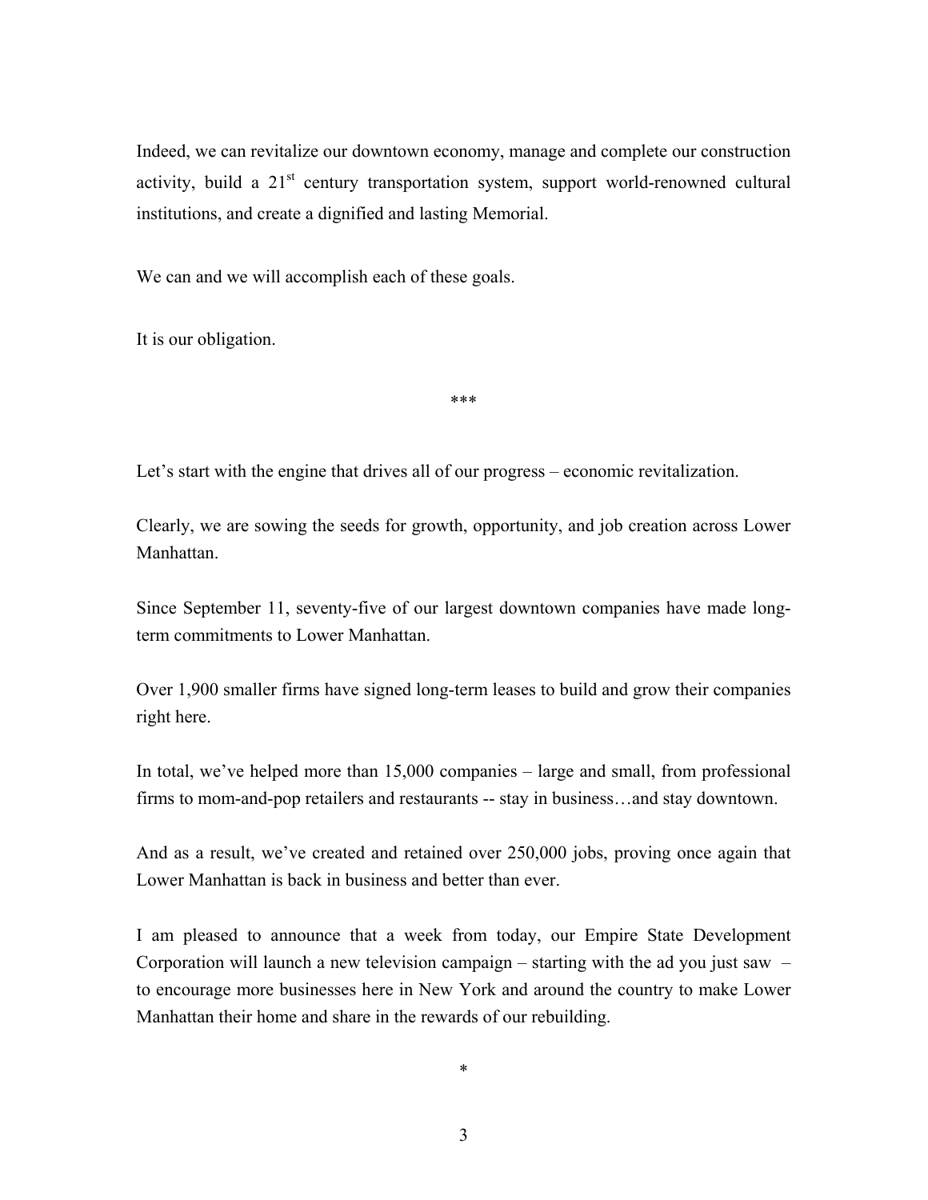Indeed, we can revitalize our downtown economy, manage and complete our construction activity, build a 21st century transportation system, support world-renowned cultural institutions, and create a dignified and lasting Memorial.

We can and we will accomplish each of these goals.

It is our obligation.

***

Let's start with the engine that drives all of our progress – economic revitalization.

Clearly, we are sowing the seeds for growth, opportunity, and job creation across Lower Manhattan.

Since September 11, seventy-five of our largest downtown companies have made long-term commitments to Lower Manhattan.

Over 1,900 smaller firms have signed long-term leases to build and grow their companies right here.

In total, we've helped more than 15,000 companies – large and small, from professional firms to mom-and-pop retailers and restaurants -- stay in business…and stay downtown.

And as a result, we've created and retained over 250,000 jobs, proving once again that Lower Manhattan is back in business and better than ever.

I am pleased to announce that a week from today, our Empire State Development Corporation will launch a new television campaign – starting with the ad you just saw – to encourage more businesses here in New York and around the country to make Lower Manhattan their home and share in the rewards of our rebuilding.

*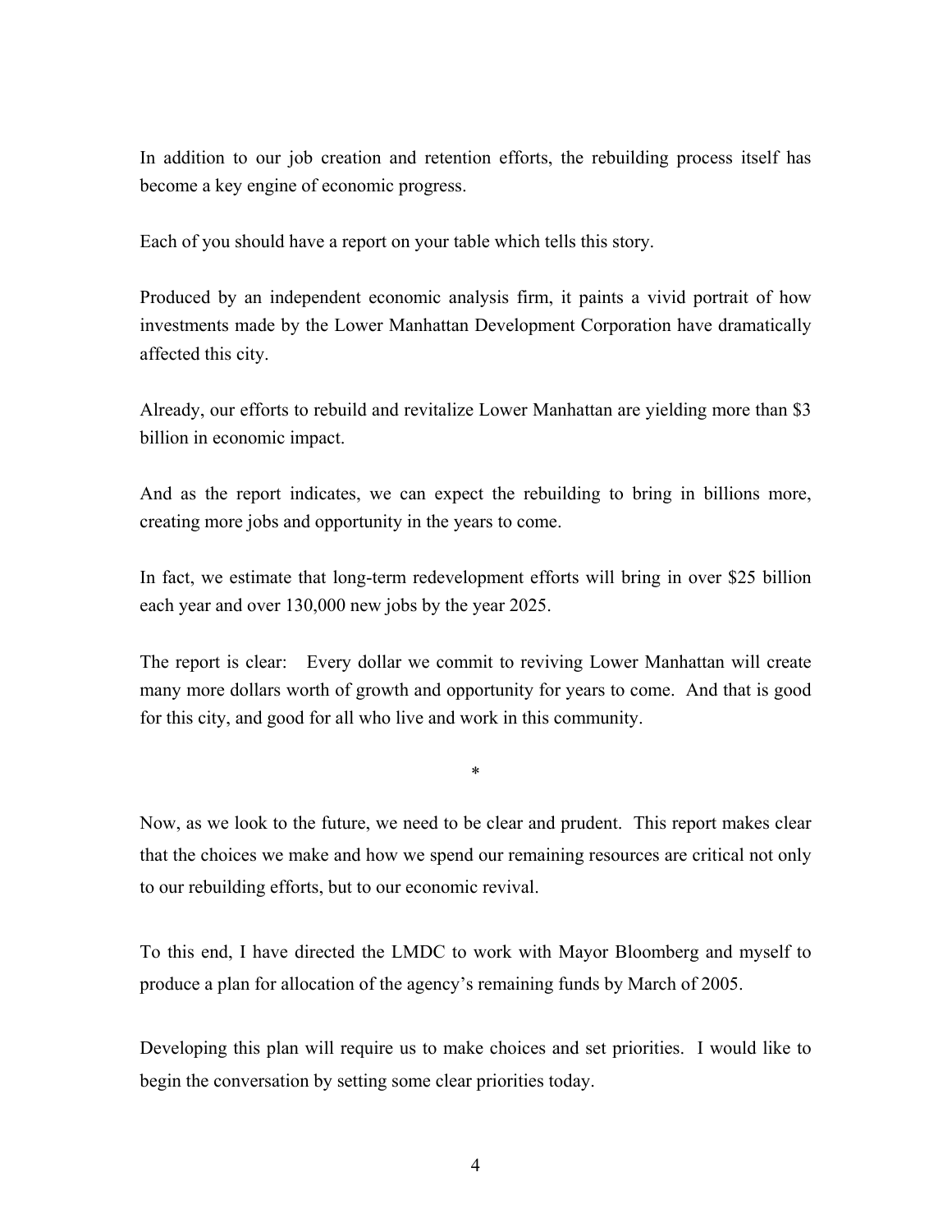In addition to our job creation and retention efforts, the rebuilding process itself has become a key engine of economic progress.

Each of you should have a report on your table which tells this story.

Produced by an independent economic analysis firm, it paints a vivid portrait of how investments made by the Lower Manhattan Development Corporation have dramatically affected this city.

Already, our efforts to rebuild and revitalize Lower Manhattan are yielding more than $3 billion in economic impact.

And as the report indicates, we can expect the rebuilding to bring in billions more, creating more jobs and opportunity in the years to come.

In fact, we estimate that long-term redevelopment efforts will bring in over $25 billion each year and over 130,000 new jobs by the year 2025.

The report is clear: Every dollar we commit to reviving Lower Manhattan will create many more dollars worth of growth and opportunity for years to come. And that is good for this city, and good for all who live and work in this community.

*

Now, as we look to the future, we need to be clear and prudent. This report makes clear that the choices we make and how we spend our remaining resources are critical not only to our rebuilding efforts, but to our economic revival.

To this end, I have directed the LMDC to work with Mayor Bloomberg and myself to produce a plan for allocation of the agency's remaining funds by March of 2005.

Developing this plan will require us to make choices and set priorities. I would like to begin the conversation by setting some clear priorities today.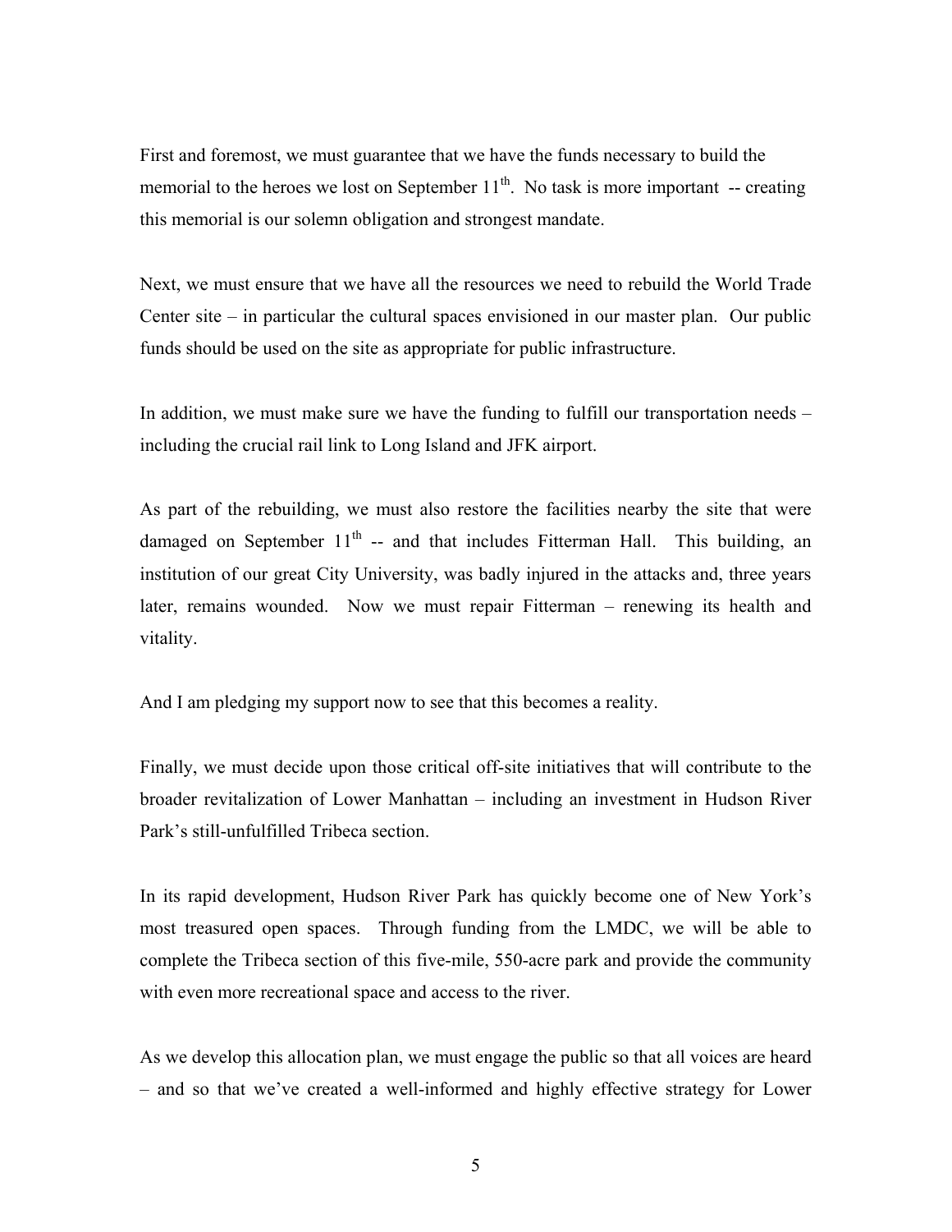First and foremost, we must guarantee that we have the funds necessary to build the memorial to the heroes we lost on September 11th. No task is more important -- creating this memorial is our solemn obligation and strongest mandate.

Next, we must ensure that we have all the resources we need to rebuild the World Trade Center site – in particular the cultural spaces envisioned in our master plan. Our public funds should be used on the site as appropriate for public infrastructure.

In addition, we must make sure we have the funding to fulfill our transportation needs – including the crucial rail link to Long Island and JFK airport.

As part of the rebuilding, we must also restore the facilities nearby the site that were damaged on September 11th -- and that includes Fitterman Hall. This building, an institution of our great City University, was badly injured in the attacks and, three years later, remains wounded. Now we must repair Fitterman – renewing its health and vitality.

And I am pledging my support now to see that this becomes a reality.

Finally, we must decide upon those critical off-site initiatives that will contribute to the broader revitalization of Lower Manhattan – including an investment in Hudson River Park's still-unfulfilled Tribeca section.

In its rapid development, Hudson River Park has quickly become one of New York's most treasured open spaces. Through funding from the LMDC, we will be able to complete the Tribeca section of this five-mile, 550-acre park and provide the community with even more recreational space and access to the river.

As we develop this allocation plan, we must engage the public so that all voices are heard – and so that we've created a well-informed and highly effective strategy for Lower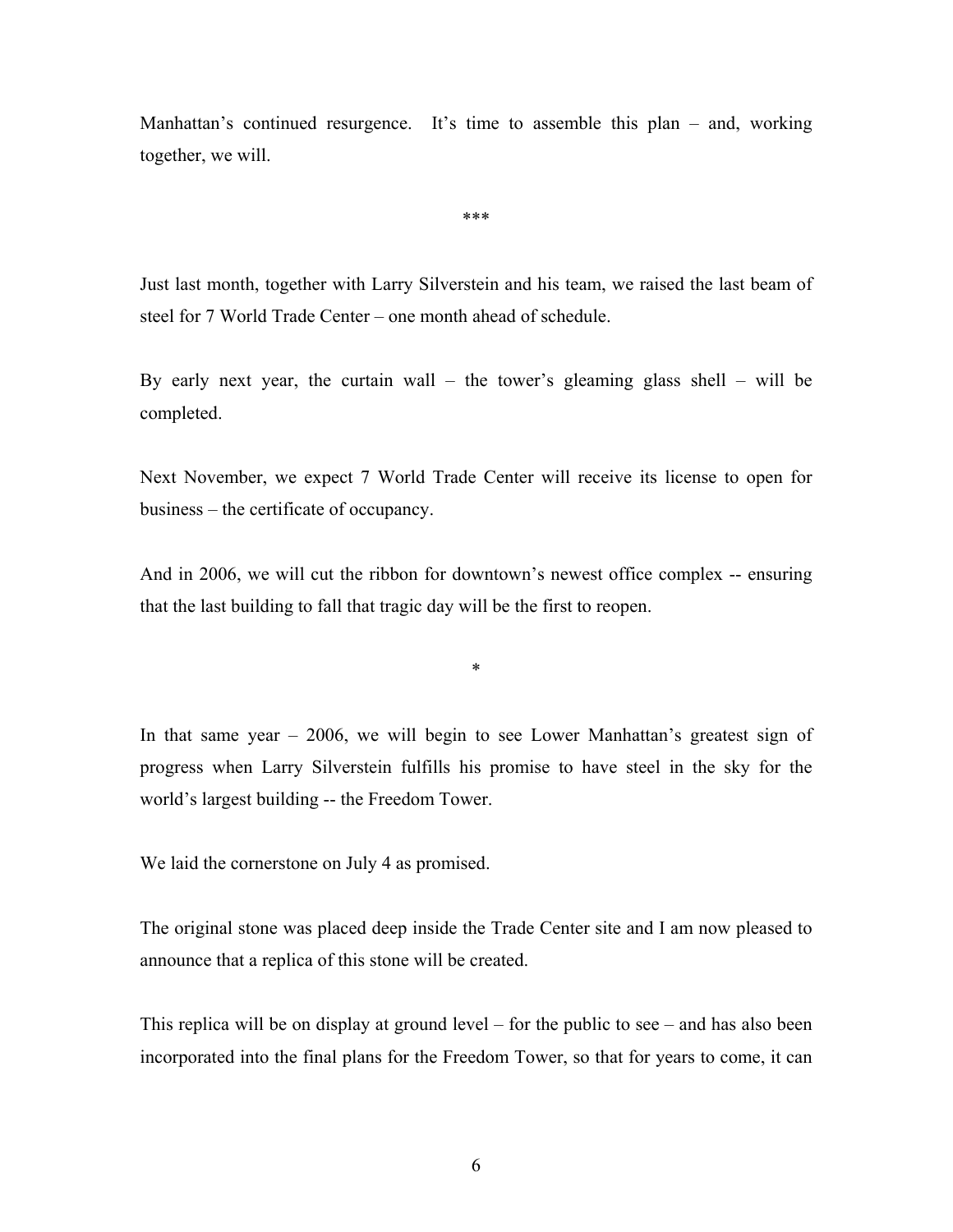Manhattan's continued resurgence. It's time to assemble this plan – and, working together, we will.

***

Just last month, together with Larry Silverstein and his team, we raised the last beam of steel for 7 World Trade Center – one month ahead of schedule.

By early next year, the curtain wall – the tower's gleaming glass shell – will be completed.

Next November, we expect 7 World Trade Center will receive its license to open for business – the certificate of occupancy.

And in 2006, we will cut the ribbon for downtown's newest office complex -- ensuring that the last building to fall that tragic day will be the first to reopen.

*

In that same year – 2006, we will begin to see Lower Manhattan's greatest sign of progress when Larry Silverstein fulfills his promise to have steel in the sky for the world's largest building -- the Freedom Tower.

We laid the cornerstone on July 4 as promised.

The original stone was placed deep inside the Trade Center site and I am now pleased to announce that a replica of this stone will be created.

This replica will be on display at ground level – for the public to see – and has also been incorporated into the final plans for the Freedom Tower, so that for years to come, it can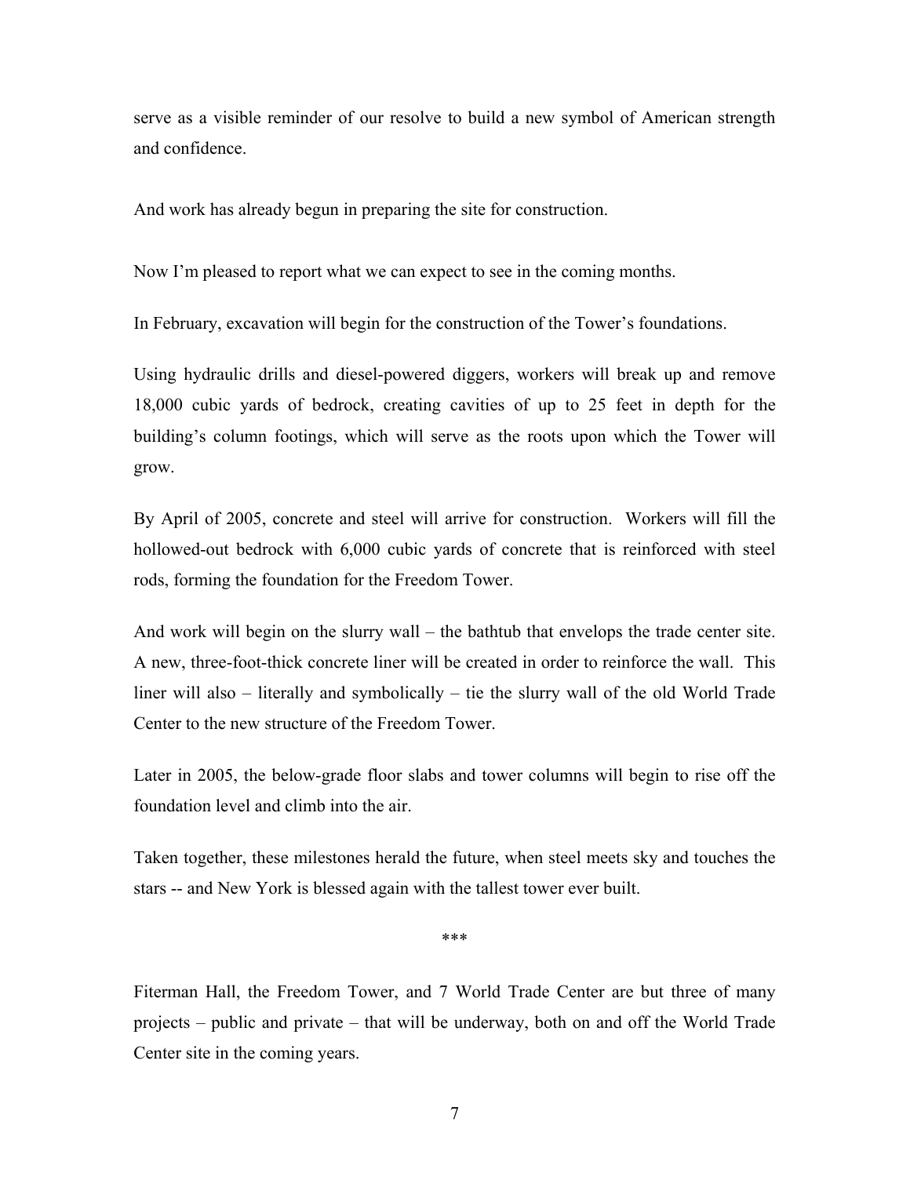serve as a visible reminder of our resolve to build a new symbol of American strength and confidence.

And work has already begun in preparing the site for construction.

Now I'm pleased to report what we can expect to see in the coming months.

In February, excavation will begin for the construction of the Tower's foundations.

Using hydraulic drills and diesel-powered diggers, workers will break up and remove 18,000 cubic yards of bedrock, creating cavities of up to 25 feet in depth for the building's column footings, which will serve as the roots upon which the Tower will grow.

By April of 2005, concrete and steel will arrive for construction. Workers will fill the hollowed-out bedrock with 6,000 cubic yards of concrete that is reinforced with steel rods, forming the foundation for the Freedom Tower.

And work will begin on the slurry wall – the bathtub that envelops the trade center site. A new, three-foot-thick concrete liner will be created in order to reinforce the wall. This liner will also – literally and symbolically – tie the slurry wall of the old World Trade Center to the new structure of the Freedom Tower.

Later in 2005, the below-grade floor slabs and tower columns will begin to rise off the foundation level and climb into the air.

Taken together, these milestones herald the future, when steel meets sky and touches the stars -- and New York is blessed again with the tallest tower ever built.

***

Fiterman Hall, the Freedom Tower, and 7 World Trade Center are but three of many projects – public and private – that will be underway, both on and off the World Trade Center site in the coming years.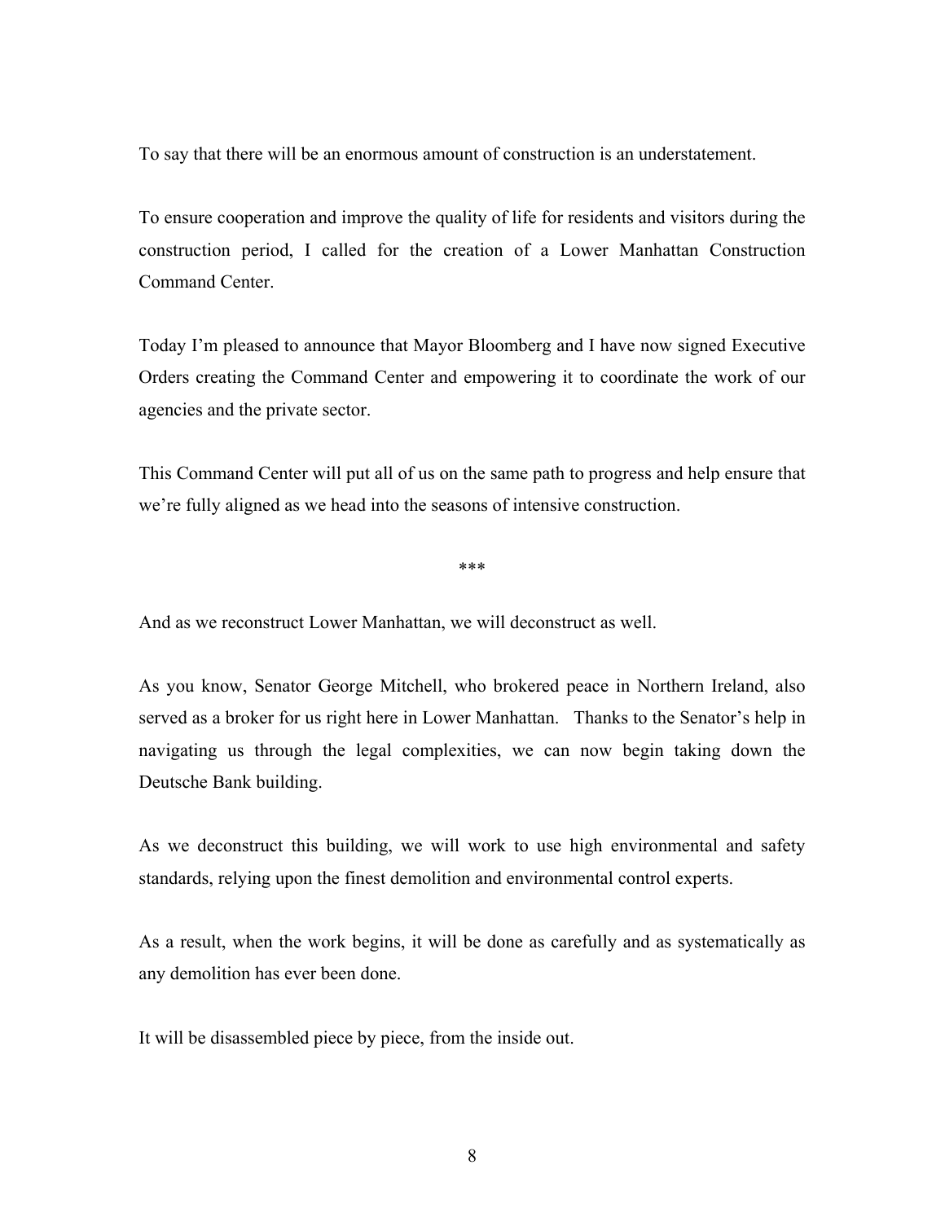To say that there will be an enormous amount of construction is an understatement.

To ensure cooperation and improve the quality of life for residents and visitors during the construction period, I called for the creation of a Lower Manhattan Construction Command Center.

Today I'm pleased to announce that Mayor Bloomberg and I have now signed Executive Orders creating the Command Center and empowering it to coordinate the work of our agencies and the private sector.

This Command Center will put all of us on the same path to progress and help ensure that we're fully aligned as we head into the seasons of intensive construction.

***

And as we reconstruct Lower Manhattan, we will deconstruct as well.

As you know, Senator George Mitchell, who brokered peace in Northern Ireland, also served as a broker for us right here in Lower Manhattan. Thanks to the Senator's help in navigating us through the legal complexities, we can now begin taking down the Deutsche Bank building.

As we deconstruct this building, we will work to use high environmental and safety standards, relying upon the finest demolition and environmental control experts.

As a result, when the work begins, it will be done as carefully and as systematically as any demolition has ever been done.

It will be disassembled piece by piece, from the inside out.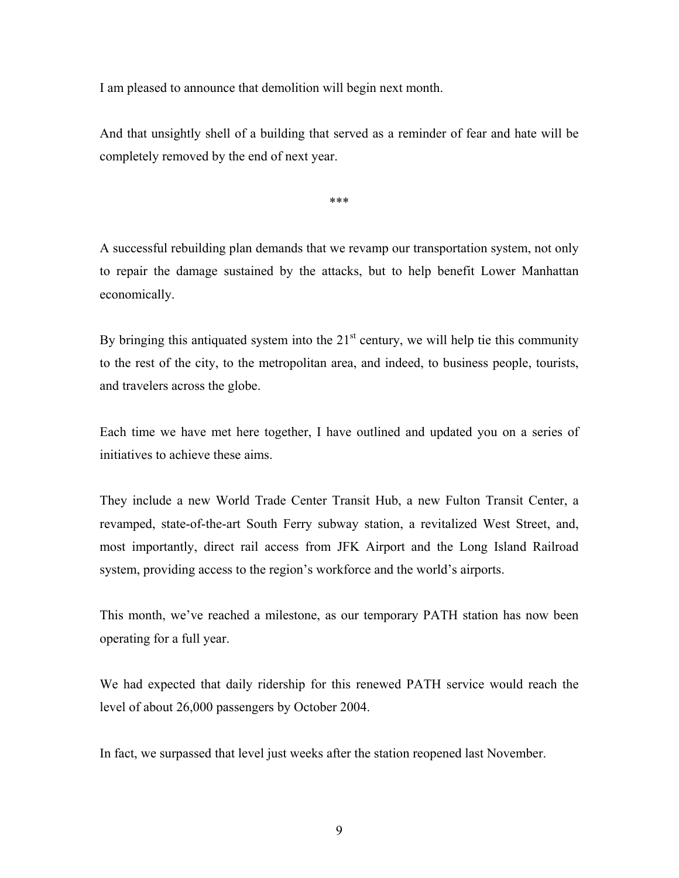I am pleased to announce that demolition will begin next month.

And that unsightly shell of a building that served as a reminder of fear and hate will be completely removed by the end of next year.

***

A successful rebuilding plan demands that we revamp our transportation system, not only to repair the damage sustained by the attacks, but to help benefit Lower Manhattan economically.

By bringing this antiquated system into the 21st century, we will help tie this community to the rest of the city, to the metropolitan area, and indeed, to business people, tourists, and travelers across the globe.

Each time we have met here together, I have outlined and updated you on a series of initiatives to achieve these aims.

They include a new World Trade Center Transit Hub, a new Fulton Transit Center, a revamped, state-of-the-art South Ferry subway station, a revitalized West Street, and, most importantly, direct rail access from JFK Airport and the Long Island Railroad system, providing access to the region's workforce and the world's airports.

This month, we've reached a milestone, as our temporary PATH station has now been operating for a full year.

We had expected that daily ridership for this renewed PATH service would reach the level of about 26,000 passengers by October 2004.

In fact, we surpassed that level just weeks after the station reopened last November.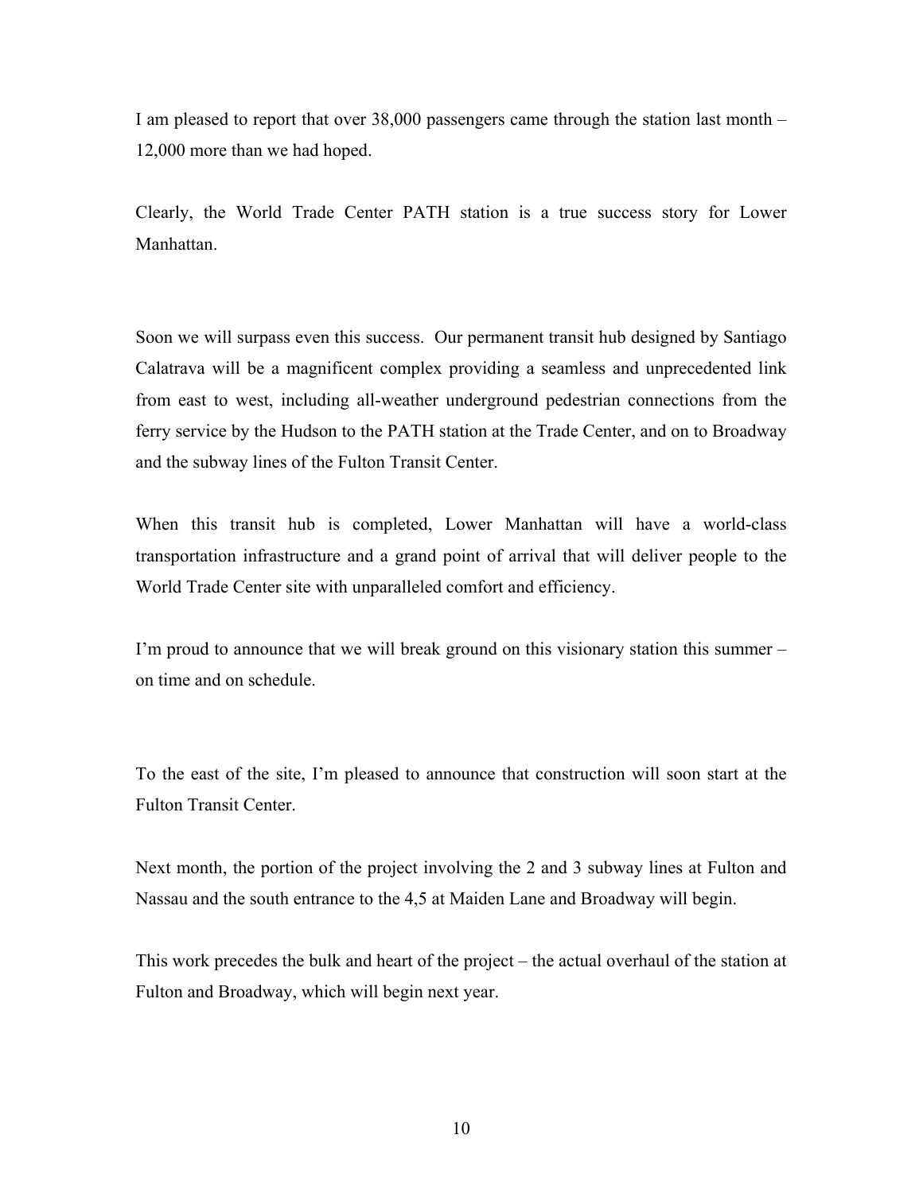I am pleased to report that over 38,000 passengers came through the station last month – 12,000 more than we had hoped.

Clearly, the World Trade Center PATH station is a true success story for Lower Manhattan.

Soon we will surpass even this success. Our permanent transit hub designed by Santiago Calatrava will be a magnificent complex providing a seamless and unprecedented link from east to west, including all-weather underground pedestrian connections from the ferry service by the Hudson to the PATH station at the Trade Center, and on to Broadway and the subway lines of the Fulton Transit Center.

When this transit hub is completed, Lower Manhattan will have a world-class transportation infrastructure and a grand point of arrival that will deliver people to the World Trade Center site with unparalleled comfort and efficiency.

I'm proud to announce that we will break ground on this visionary station this summer – on time and on schedule.

To the east of the site, I'm pleased to announce that construction will soon start at the Fulton Transit Center.

Next month, the portion of the project involving the 2 and 3 subway lines at Fulton and Nassau and the south entrance to the 4,5 at Maiden Lane and Broadway will begin.

This work precedes the bulk and heart of the project – the actual overhaul of the station at Fulton and Broadway, which will begin next year.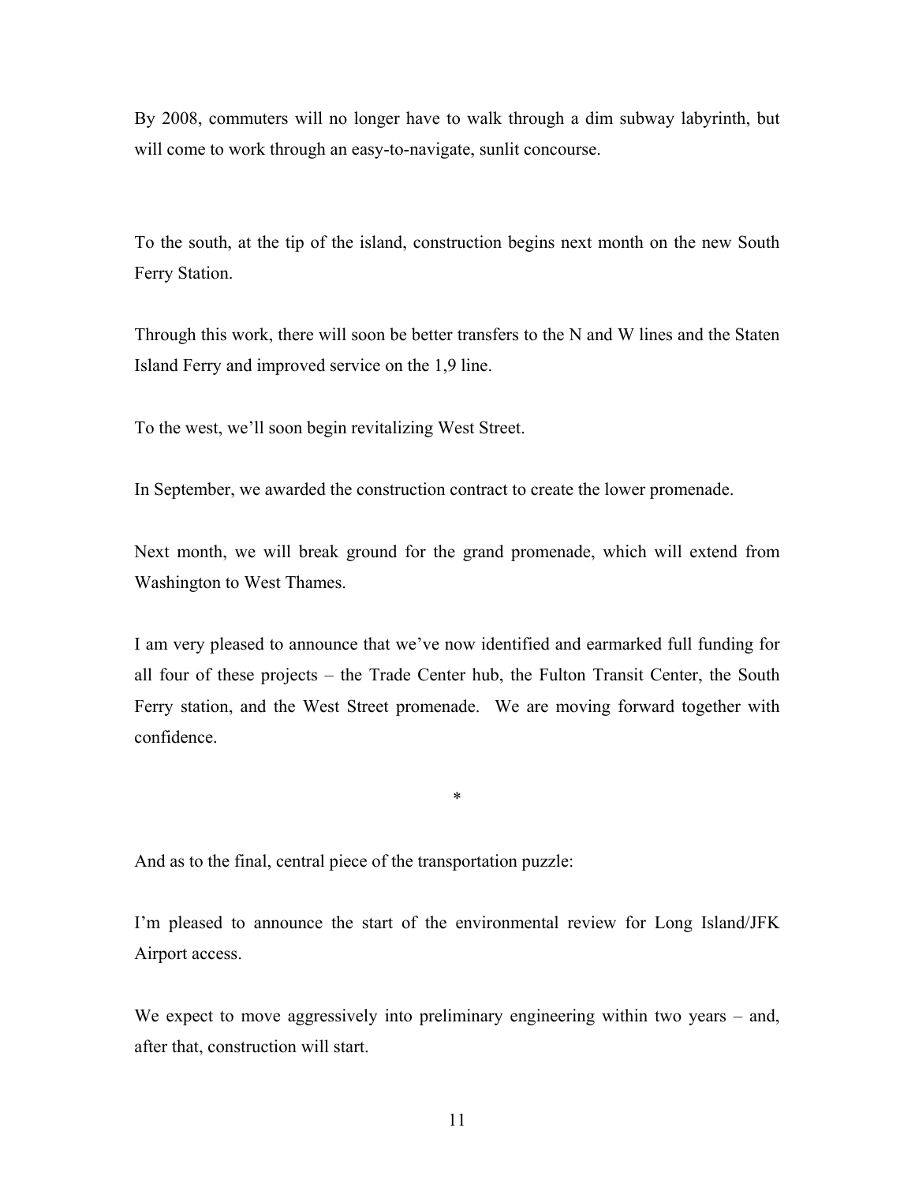By 2008, commuters will no longer have to walk through a dim subway labyrinth, but will come to work through an easy-to-navigate, sunlit concourse.

To the south, at the tip of the island, construction begins next month on the new South Ferry Station.

Through this work, there will soon be better transfers to the N and W lines and the Staten Island Ferry and improved service on the 1,9 line.

To the west, we'll soon begin revitalizing West Street.

In September, we awarded the construction contract to create the lower promenade.

Next month, we will break ground for the grand promenade, which will extend from Washington to West Thames.

I am very pleased to announce that we've now identified and earmarked full funding for all four of these projects – the Trade Center hub, the Fulton Transit Center, the South Ferry station, and the West Street promenade. We are moving forward together with confidence.

*

And as to the final, central piece of the transportation puzzle:

I'm pleased to announce the start of the environmental review for Long Island/JFK Airport access.

We expect to move aggressively into preliminary engineering within two years – and, after that, construction will start.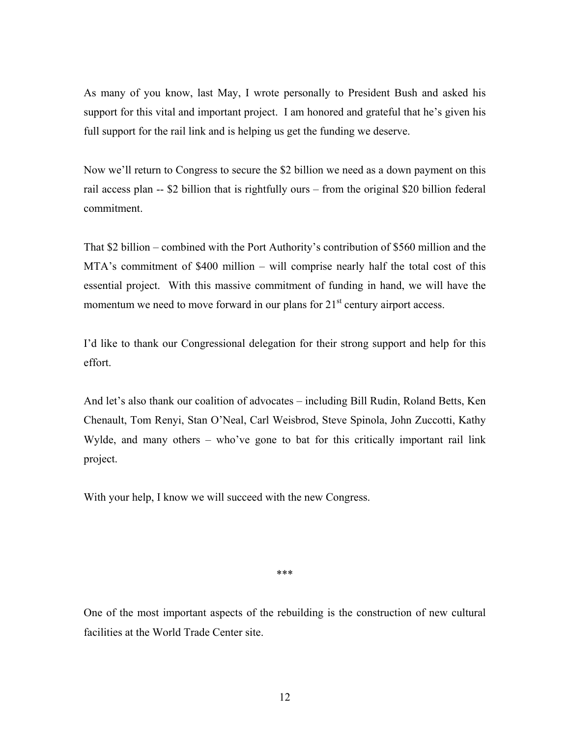As many of you know, last May, I wrote personally to President Bush and asked his support for this vital and important project. I am honored and grateful that he's given his full support for the rail link and is helping us get the funding we deserve.

Now we'll return to Congress to secure the $2 billion we need as a down payment on this rail access plan -- $2 billion that is rightfully ours – from the original $20 billion federal commitment.

That $2 billion – combined with the Port Authority's contribution of $560 million and the MTA's commitment of $400 million – will comprise nearly half the total cost of this essential project. With this massive commitment of funding in hand, we will have the momentum we need to move forward in our plans for 21st century airport access.

I'd like to thank our Congressional delegation for their strong support and help for this effort.

And let's also thank our coalition of advocates – including Bill Rudin, Roland Betts, Ken Chenault, Tom Renyi, Stan O'Neal, Carl Weisbrod, Steve Spinola, John Zuccotti, Kathy Wylde, and many others – who've gone to bat for this critically important rail link project.

With your help, I know we will succeed with the new Congress.

***

One of the most important aspects of the rebuilding is the construction of new cultural facilities at the World Trade Center site.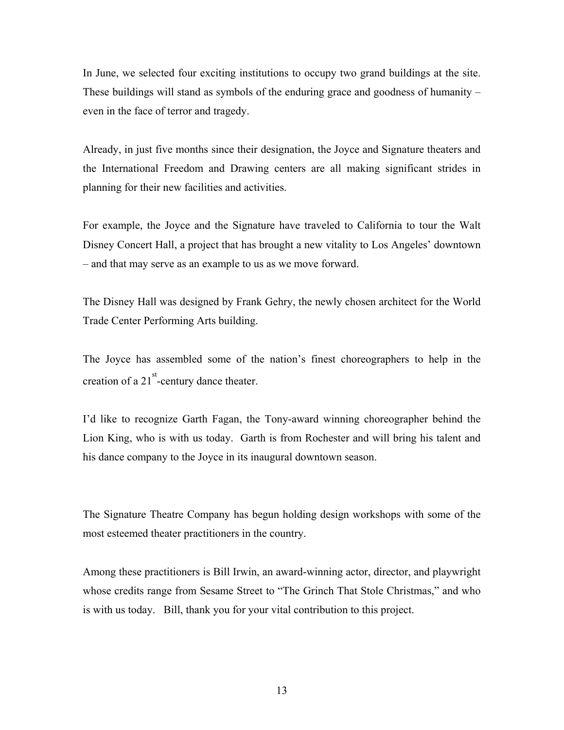In June, we selected four exciting institutions to occupy two grand buildings at the site. These buildings will stand as symbols of the enduring grace and goodness of humanity – even in the face of terror and tragedy.

Already, in just five months since their designation, the Joyce and Signature theaters and the International Freedom and Drawing centers are all making significant strides in planning for their new facilities and activities.

For example, the Joyce and the Signature have traveled to California to tour the Walt Disney Concert Hall, a project that has brought a new vitality to Los Angeles' downtown – and that may serve as an example to us as we move forward.

The Disney Hall was designed by Frank Gehry, the newly chosen architect for the World Trade Center Performing Arts building.

The Joyce has assembled some of the nation's finest choreographers to help in the creation of a 21st-century dance theater.

I'd like to recognize Garth Fagan, the Tony-award winning choreographer behind the Lion King, who is with us today. Garth is from Rochester and will bring his talent and his dance company to the Joyce in its inaugural downtown season.

The Signature Theatre Company has begun holding design workshops with some of the most esteemed theater practitioners in the country.

Among these practitioners is Bill Irwin, an award-winning actor, director, and playwright whose credits range from Sesame Street to "The Grinch That Stole Christmas," and who is with us today. Bill, thank you for your vital contribution to this project.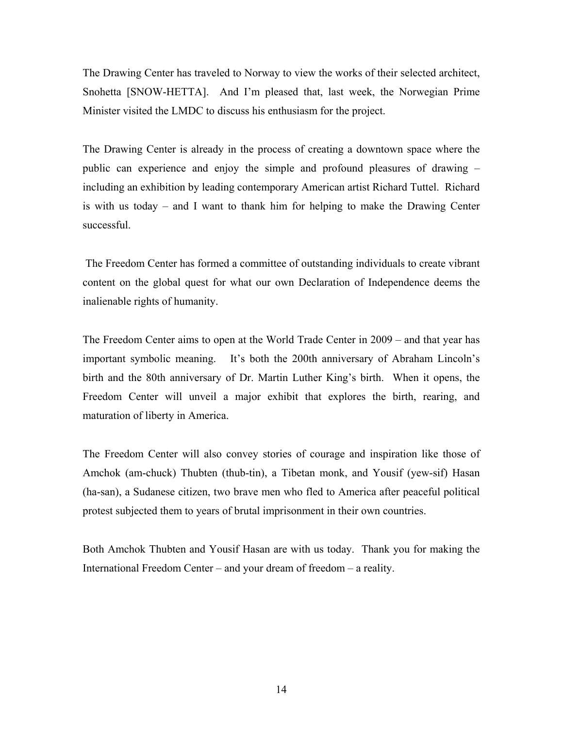The Drawing Center has traveled to Norway to view the works of their selected architect, Snohetta [SNOW-HETTA]. And I'm pleased that, last week, the Norwegian Prime Minister visited the LMDC to discuss his enthusiasm for the project.

The Drawing Center is already in the process of creating a downtown space where the public can experience and enjoy the simple and profound pleasures of drawing – including an exhibition by leading contemporary American artist Richard Tuttel. Richard is with us today – and I want to thank him for helping to make the Drawing Center successful.

The Freedom Center has formed a committee of outstanding individuals to create vibrant content on the global quest for what our own Declaration of Independence deems the inalienable rights of humanity.

The Freedom Center aims to open at the World Trade Center in 2009 – and that year has important symbolic meaning. It's both the 200th anniversary of Abraham Lincoln's birth and the 80th anniversary of Dr. Martin Luther King's birth. When it opens, the Freedom Center will unveil a major exhibit that explores the birth, rearing, and maturation of liberty in America.

The Freedom Center will also convey stories of courage and inspiration like those of Amchok (am-chuck) Thubten (thub-tin), a Tibetan monk, and Yousif (yew-sif) Hasan (ha-san), a Sudanese citizen, two brave men who fled to America after peaceful political protest subjected them to years of brutal imprisonment in their own countries.

Both Amchok Thubten and Yousif Hasan are with us today. Thank you for making the International Freedom Center – and your dream of freedom – a reality.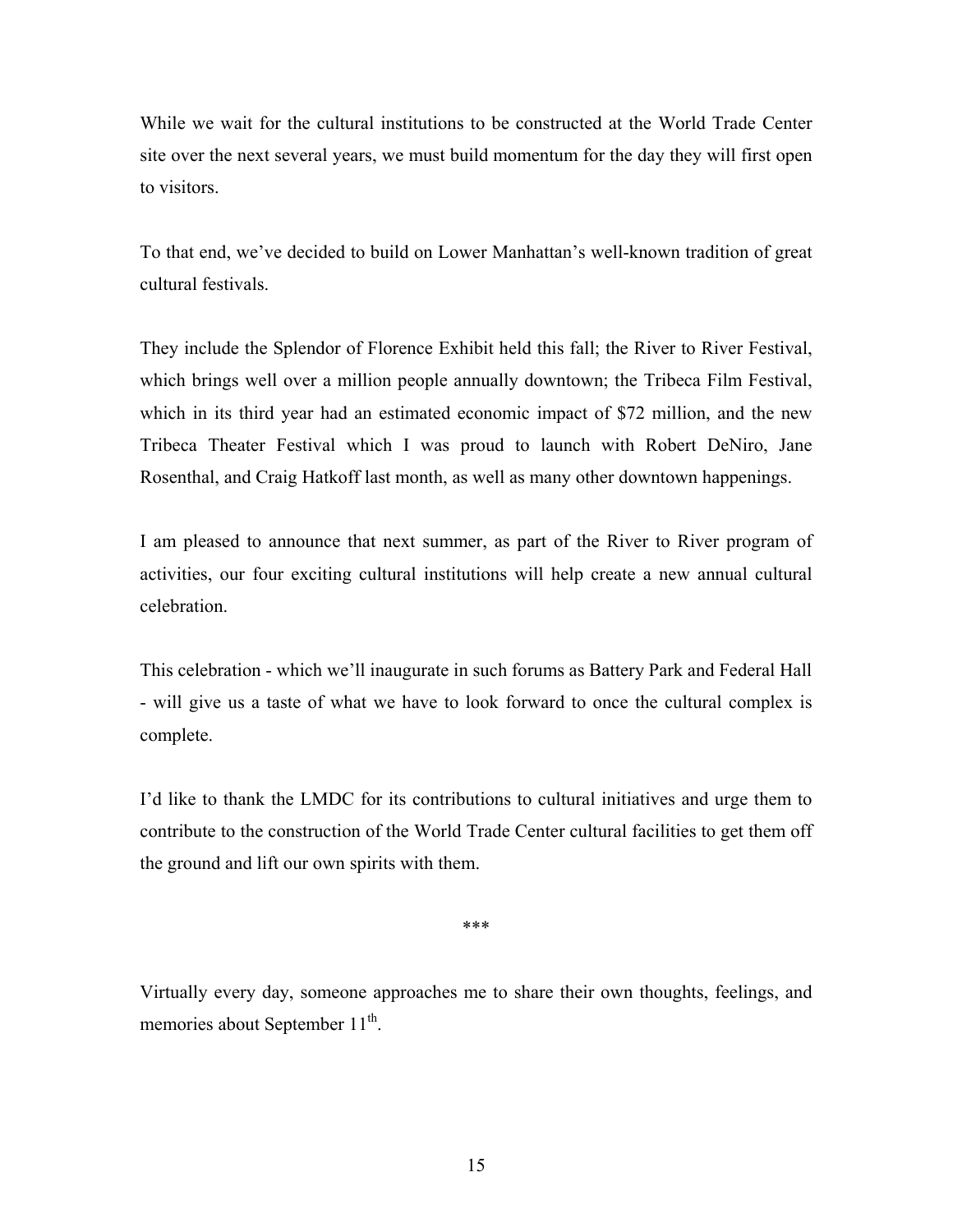While we wait for the cultural institutions to be constructed at the World Trade Center site over the next several years, we must build momentum for the day they will first open to visitors.

To that end, we've decided to build on Lower Manhattan's well-known tradition of great cultural festivals.

They include the Splendor of Florence Exhibit held this fall; the River to River Festival, which brings well over a million people annually downtown; the Tribeca Film Festival, which in its third year had an estimated economic impact of $72 million, and the new Tribeca Theater Festival which I was proud to launch with Robert DeNiro, Jane Rosenthal, and Craig Hatkoff last month, as well as many other downtown happenings.

I am pleased to announce that next summer, as part of the River to River program of activities, our four exciting cultural institutions will help create a new annual cultural celebration.

This celebration - which we'll inaugurate in such forums as Battery Park and Federal Hall - will give us a taste of what we have to look forward to once the cultural complex is complete.

I'd like to thank the LMDC for its contributions to cultural initiatives and urge them to contribute to the construction of the World Trade Center cultural facilities to get them off the ground and lift our own spirits with them.

***

Virtually every day, someone approaches me to share their own thoughts, feelings, and memories about September 11th.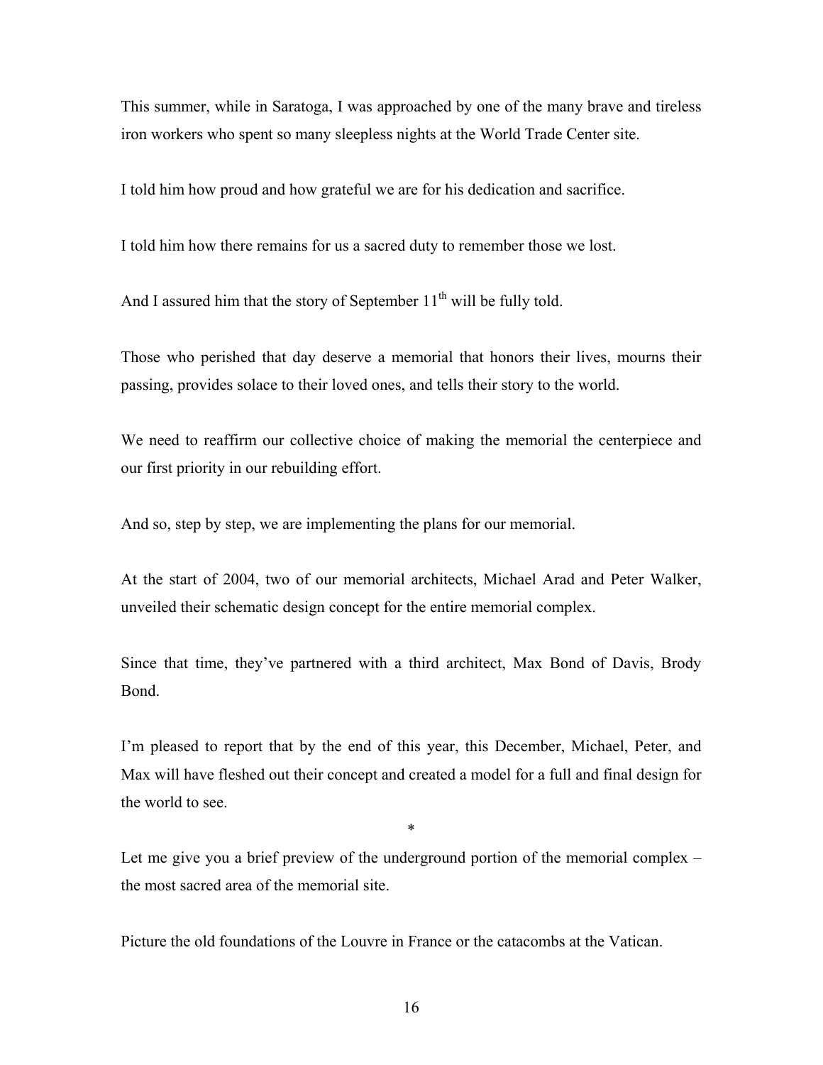This summer, while in Saratoga, I was approached by one of the many brave and tireless iron workers who spent so many sleepless nights at the World Trade Center site.

I told him how proud and how grateful we are for his dedication and sacrifice.

I told him how there remains for us a sacred duty to remember those we lost.

And I assured him that the story of September 11th will be fully told.

Those who perished that day deserve a memorial that honors their lives, mourns their passing, provides solace to their loved ones, and tells their story to the world.

We need to reaffirm our collective choice of making the memorial the centerpiece and our first priority in our rebuilding effort.

And so, step by step, we are implementing the plans for our memorial.

At the start of 2004, two of our memorial architects, Michael Arad and Peter Walker, unveiled their schematic design concept for the entire memorial complex.

Since that time, they've partnered with a third architect, Max Bond of Davis, Brody Bond.

I'm pleased to report that by the end of this year, this December, Michael, Peter, and Max will have fleshed out their concept and created a model for a full and final design for the world to see.

*

Let me give you a brief preview of the underground portion of the memorial complex – the most sacred area of the memorial site.

Picture the old foundations of the Louvre in France or the catacombs at the Vatican.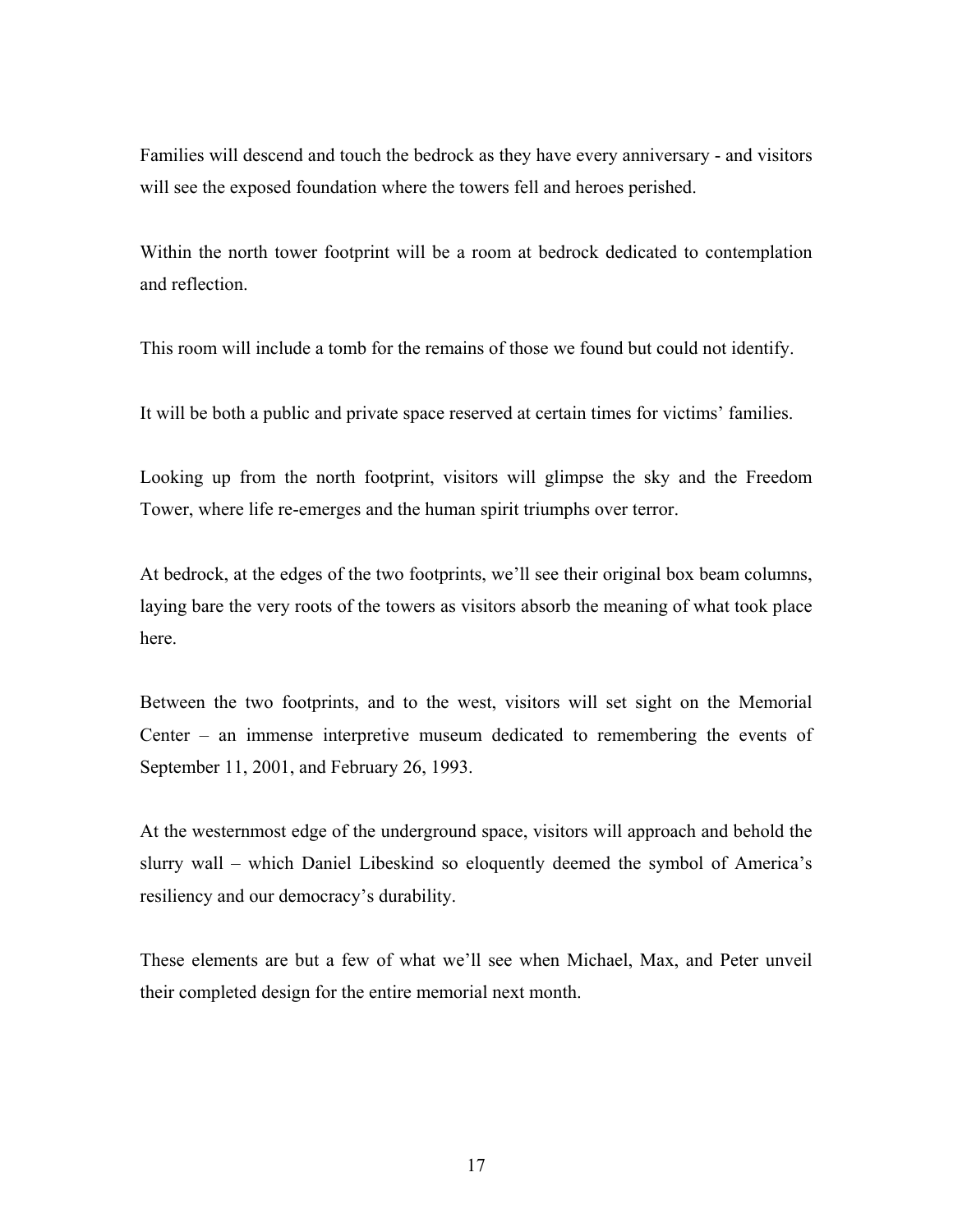Families will descend and touch the bedrock as they have every anniversary - and visitors will see the exposed foundation where the towers fell and heroes perished.

Within the north tower footprint will be a room at bedrock dedicated to contemplation and reflection.

This room will include a tomb for the remains of those we found but could not identify.

It will be both a public and private space reserved at certain times for victims' families.

Looking up from the north footprint, visitors will glimpse the sky and the Freedom Tower, where life re-emerges and the human spirit triumphs over terror.

At bedrock, at the edges of the two footprints, we'll see their original box beam columns, laying bare the very roots of the towers as visitors absorb the meaning of what took place here.

Between the two footprints, and to the west, visitors will set sight on the Memorial Center – an immense interpretive museum dedicated to remembering the events of September 11, 2001, and February 26, 1993.

At the westernmost edge of the underground space, visitors will approach and behold the slurry wall – which Daniel Libeskind so eloquently deemed the symbol of America's resiliency and our democracy's durability.

These elements are but a few of what we'll see when Michael, Max, and Peter unveil their completed design for the entire memorial next month.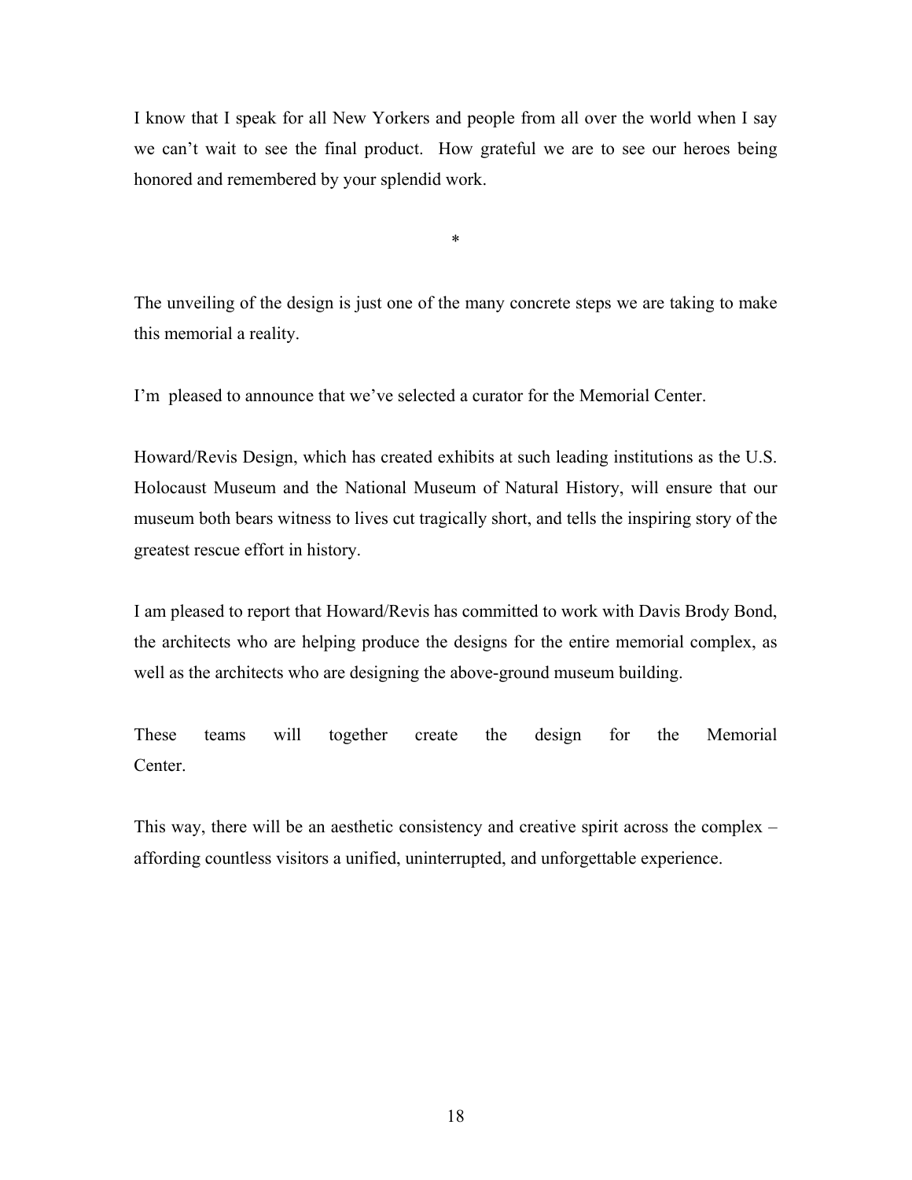I know that I speak for all New Yorkers and people from all over the world when I say we can't wait to see the final product. How grateful we are to see our heroes being honored and remembered by your splendid work.

*

The unveiling of the design is just one of the many concrete steps we are taking to make this memorial a reality.

I'm pleased to announce that we've selected a curator for the Memorial Center.

Howard/Revis Design, which has created exhibits at such leading institutions as the U.S. Holocaust Museum and the National Museum of Natural History, will ensure that our museum both bears witness to lives cut tragically short, and tells the inspiring story of the greatest rescue effort in history.

I am pleased to report that Howard/Revis has committed to work with Davis Brody Bond, the architects who are helping produce the designs for the entire memorial complex, as well as the architects who are designing the above-ground museum building.

These teams will together create the design for the Memorial Center.

This way, there will be an aesthetic consistency and creative spirit across the complex – affording countless visitors a unified, uninterrupted, and unforgettable experience.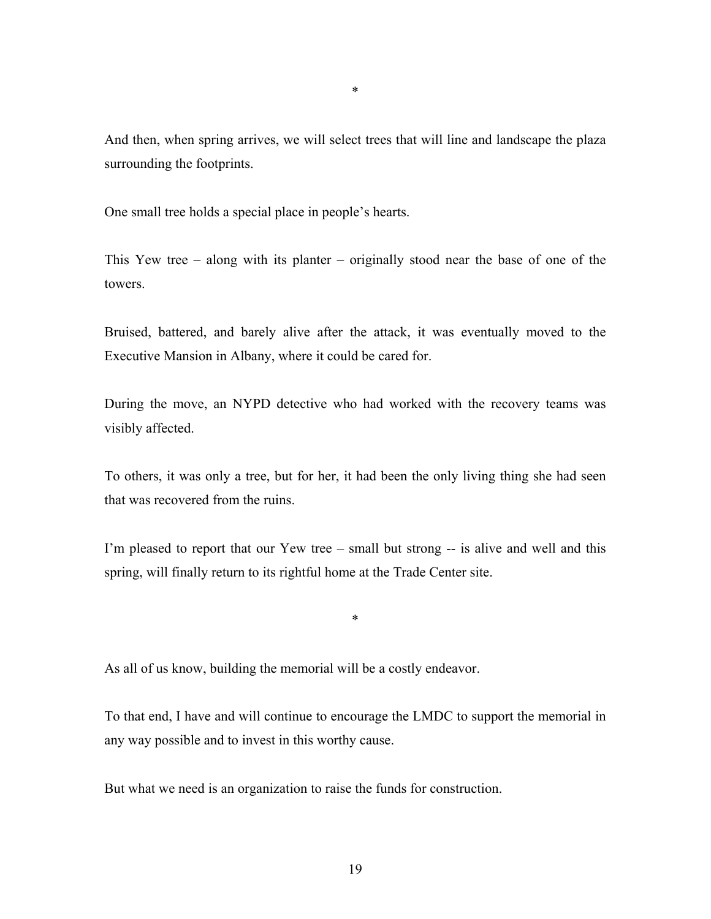*

And then, when spring arrives, we will select trees that will line and landscape the plaza surrounding the footprints.

One small tree holds a special place in people's hearts.

This Yew tree – along with its planter – originally stood near the base of one of the towers.

Bruised, battered, and barely alive after the attack, it was eventually moved to the Executive Mansion in Albany, where it could be cared for.

During the move, an NYPD detective who had worked with the recovery teams was visibly affected.

To others, it was only a tree, but for her, it had been the only living thing she had seen that was recovered from the ruins.

I'm pleased to report that our Yew tree – small but strong -- is alive and well and this spring, will finally return to its rightful home at the Trade Center site.

*

As all of us know, building the memorial will be a costly endeavor.

To that end, I have and will continue to encourage the LMDC to support the memorial in any way possible and to invest in this worthy cause.

But what we need is an organization to raise the funds for construction.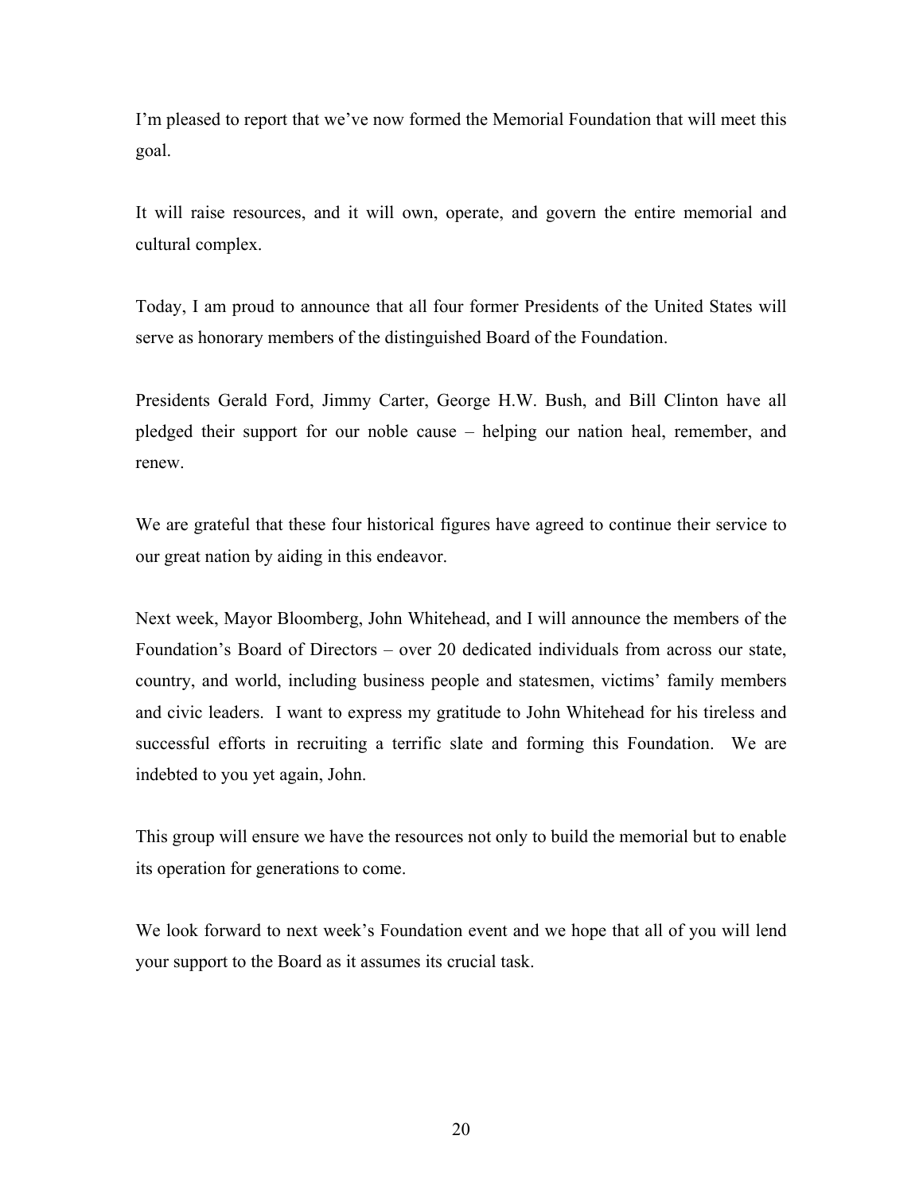I'm pleased to report that we've now formed the Memorial Foundation that will meet this goal.

It will raise resources, and it will own, operate, and govern the entire memorial and cultural complex.

Today, I am proud to announce that all four former Presidents of the United States will serve as honorary members of the distinguished Board of the Foundation.

Presidents Gerald Ford, Jimmy Carter, George H.W. Bush, and Bill Clinton have all pledged their support for our noble cause – helping our nation heal, remember, and renew.

We are grateful that these four historical figures have agreed to continue their service to our great nation by aiding in this endeavor.

Next week, Mayor Bloomberg, John Whitehead, and I will announce the members of the Foundation's Board of Directors – over 20 dedicated individuals from across our state, country, and world, including business people and statesmen, victims' family members and civic leaders. I want to express my gratitude to John Whitehead for his tireless and successful efforts in recruiting a terrific slate and forming this Foundation. We are indebted to you yet again, John.

This group will ensure we have the resources not only to build the memorial but to enable its operation for generations to come.

We look forward to next week's Foundation event and we hope that all of you will lend your support to the Board as it assumes its crucial task.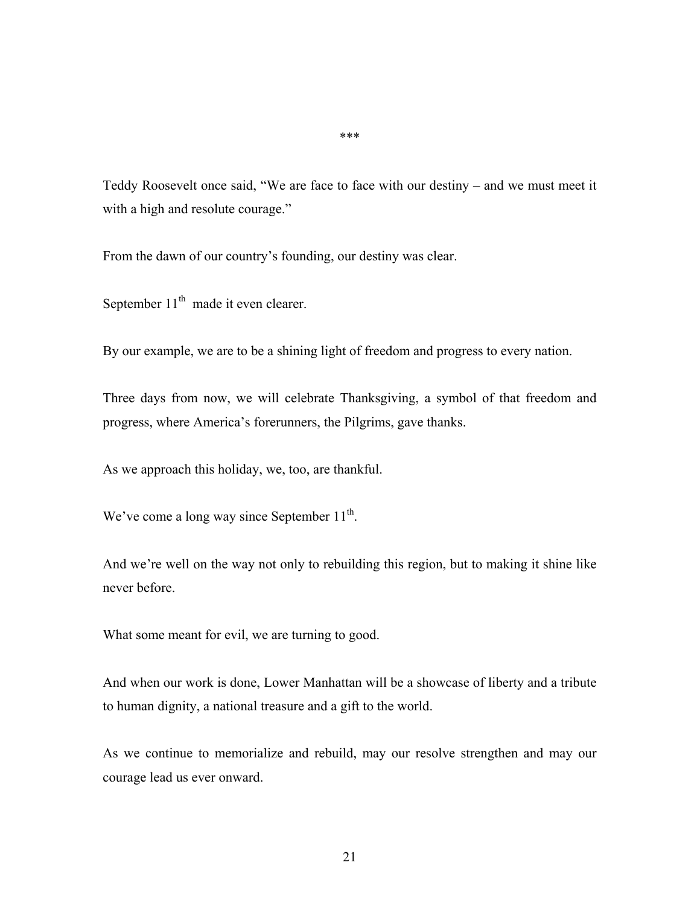***

Teddy Roosevelt once said, "We are face to face with our destiny – and we must meet it with a high and resolute courage."

From the dawn of our country's founding, our destiny was clear.

September 11th made it even clearer.

By our example, we are to be a shining light of freedom and progress to every nation.

Three days from now, we will celebrate Thanksgiving, a symbol of that freedom and progress, where America's forerunners, the Pilgrims, gave thanks.

As we approach this holiday, we, too, are thankful.

We've come a long way since September 11th.

And we're well on the way not only to rebuilding this region, but to making it shine like never before.

What some meant for evil, we are turning to good.

And when our work is done, Lower Manhattan will be a showcase of liberty and a tribute to human dignity, a national treasure and a gift to the world.

As we continue to memorialize and rebuild, may our resolve strengthen and may our courage lead us ever onward.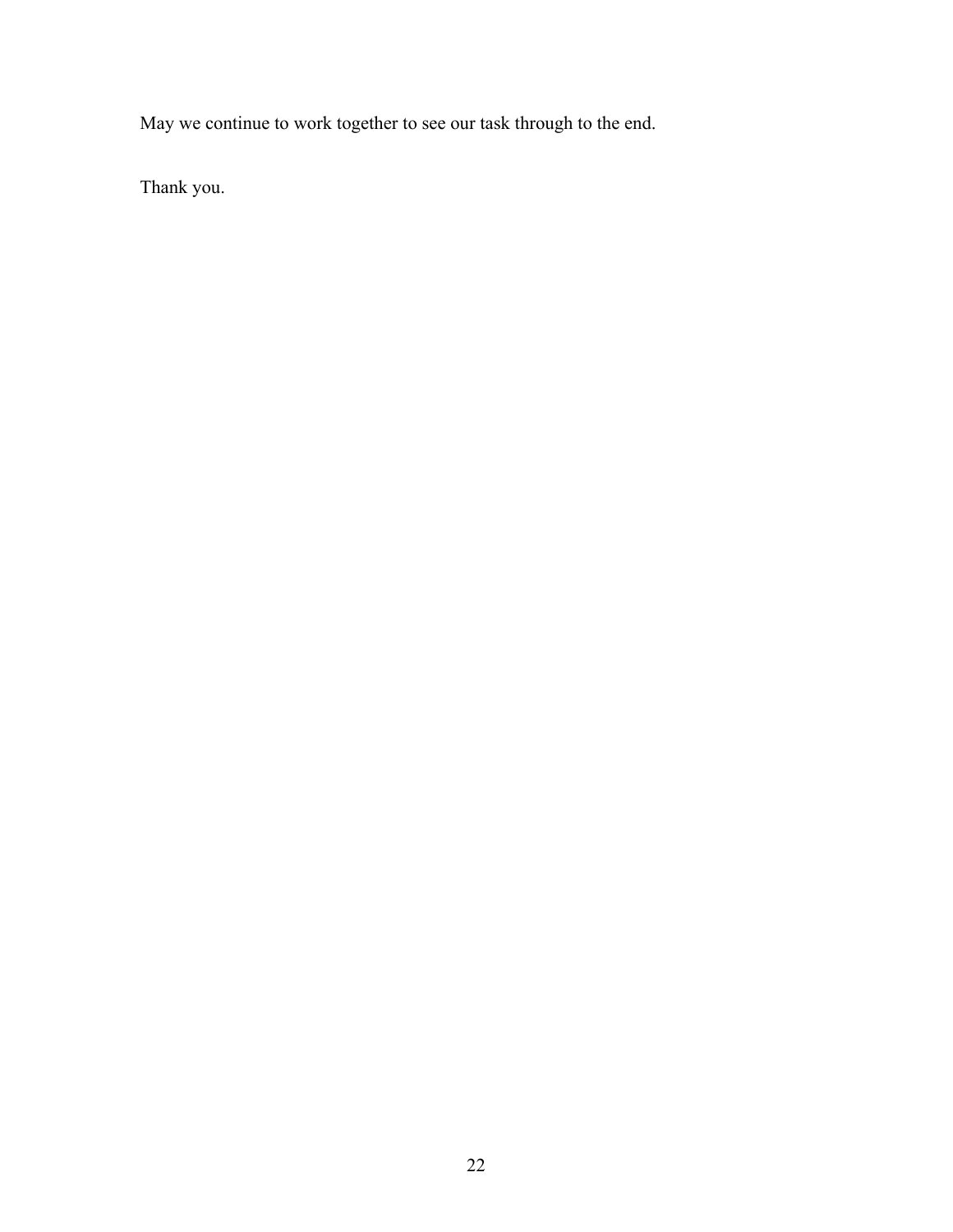May we continue to work together to see our task through to the end.

Thank you.